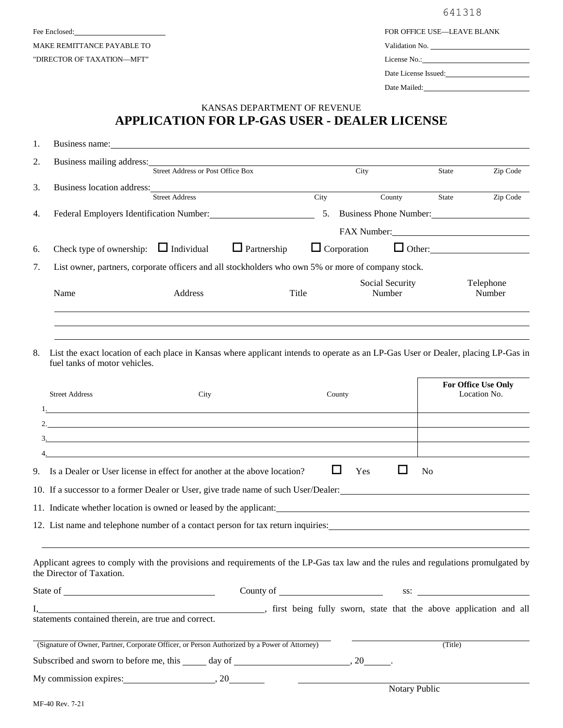641318

Fee Enclosed: ______________________

MAKE REMITTANCE PAYABLE TO

"DIRECTOR OF TAXATION—MFT"

FOR OFFICE USE—LEAVE BLANK

Validation No. ______________________

License No.: ______________________

Date License Issued: ______________________

Date Mailed: ______________________

KANSAS DEPARTMENT OF REVENUE

# APPLICATION FOR LP-GAS USER - DEALER LICENSE

1. Business name: ______________________________________________

2. Business mailing address: ______________________________________________
   Street Address or Post Office Box    City    State    Zip Code

3. Business location address: ______________________________________________
   Street Address    City    County    State    Zip Code

4. Federal Employers Identification Number: ______________________

5. Business Phone Number: ______________________

   FAX Number: ______________________

6. Check type of ownership: ☐ Individual ☐ Partnership ☐ Corporation ☐ Other: ______________

7. List owner, partners, corporate officers and all stockholders who own 5% or more of company stock.

| Name | Address | Title | Social Security Number | Telephone Number |
|---|---|---|---|---|
| | | | | |
| | | | | |
| | | | | |

8. List the exact location of each place in Kansas where applicant intends to operate as an LP-Gas User or Dealer, placing LP-Gas in fuel tanks of motor vehicles.

| | Street Address | City | County | **For Office Use Only** Location No. |
|---|---|---|---|---|
| 1. | | | | |
| 2. | | | | |
| 3. | | | | |
| 4. | | | | |

9. Is a Dealer or User license in effect for another at the above location? ☐ Yes ☐ No

10. If a successor to a former Dealer or User, give trade name of such User/Dealer: ______________________

11. Indicate whether location is owned or leased by the applicant: ______________________

12. List name and telephone number of a contact person for tax return inquiries: ______________________

______________________________________________

Applicant agrees to comply with the provisions and requirements of the LP-Gas tax law and the rules and regulations promulgated by the Director of Taxation.

State of ______________________ County of ______________________ ss: ______________________

I, ______________________________________________, first being fully sworn, state that the above application and all statements contained therein, are true and correct.

______________________________________________
(Signature of Owner, Partner, Corporate Officer, or Person Authorized by a Power of Attorney)

______________________
(Title)

Subscribed and sworn to before me, this _____ day of ______________________, 20_____.

My commission expires: ______________________, 20________

______________________________________________
Notary Public

MF-40 Rev. 7-21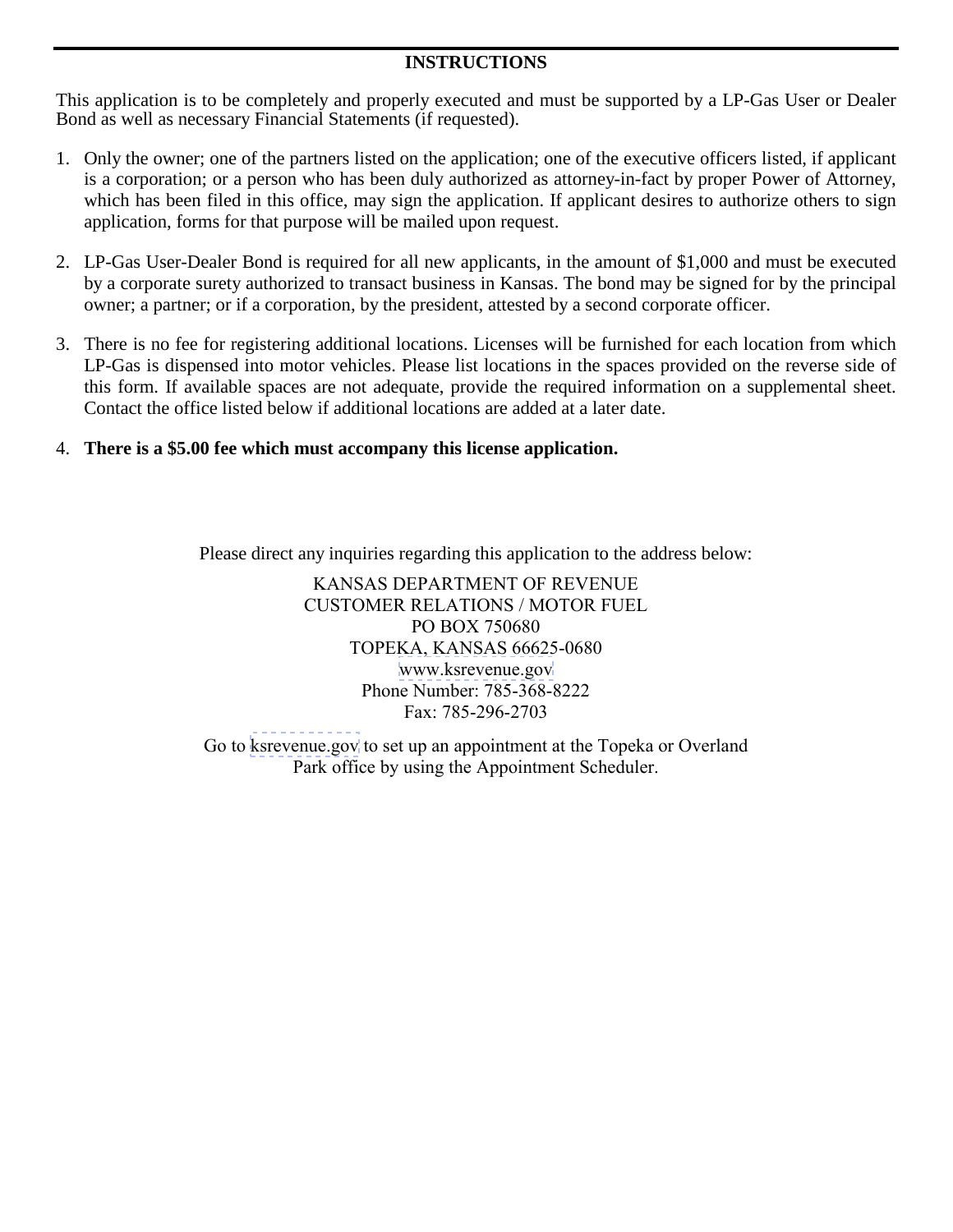## INSTRUCTIONS

This application is to be completely and properly executed and must be supported by a LP-Gas User or Dealer Bond as well as necessary Financial Statements (if requested).

1. Only the owner; one of the partners listed on the application; one of the executive officers listed, if applicant is a corporation; or a person who has been duly authorized as attorney-in-fact by proper Power of Attorney, which has been filed in this office, may sign the application. If applicant desires to authorize others to sign application, forms for that purpose will be mailed upon request.

2. LP-Gas User-Dealer Bond is required for all new applicants, in the amount of $1,000 and must be executed by a corporate surety authorized to transact business in Kansas. The bond may be signed for by the principal owner; a partner; or if a corporation, by the president, attested by a second corporate officer.

3. There is no fee for registering additional locations. Licenses will be furnished for each location from which LP-Gas is dispensed into motor vehicles. Please list locations in the spaces provided on the reverse side of this form. If available spaces are not adequate, provide the required information on a supplemental sheet. Contact the office listed below if additional locations are added at a later date.

4. **There is a $5.00 fee which must accompany this license application.**

Please direct any inquiries regarding this application to the address below:

KANSAS DEPARTMENT OF REVENUE
CUSTOMER RELATIONS / MOTOR FUEL
PO BOX 750680
TOPEKA, KANSAS 66625-0680
www.ksrevenue.gov
Phone Number: 785-368-8222
Fax: 785-296-2703

Go to ksrevenue.gov to set up an appointment at the Topeka or Overland Park office by using the Appointment Scheduler.